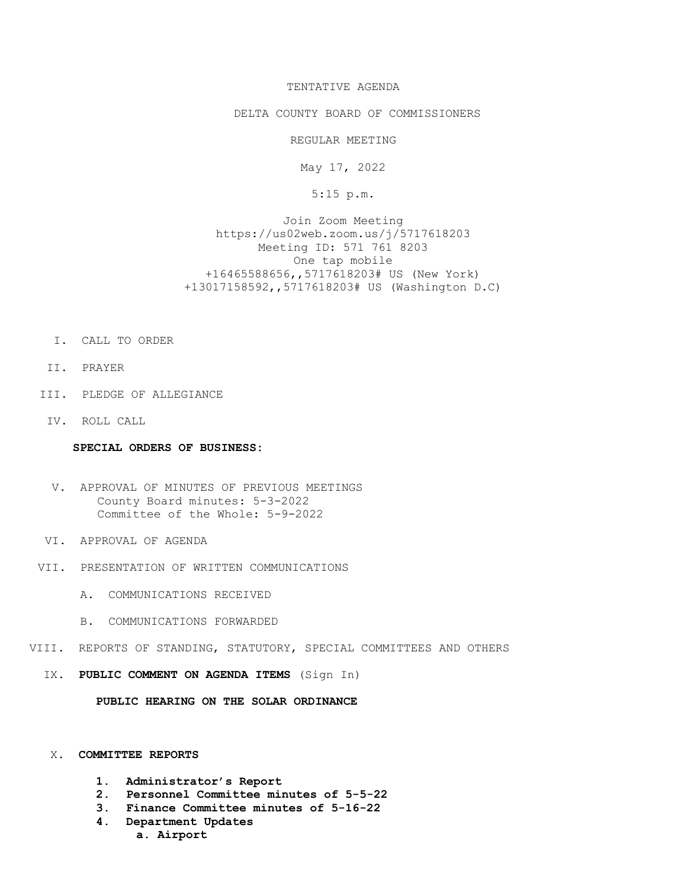TENTATIVE AGENDA

DELTA COUNTY BOARD OF COMMISSIONERS

REGULAR MEETING

May 17, 2022

5:15 p.m.

Join Zoom Meeting
https://us02web.zoom.us/j/5717618203
Meeting ID: 571 761 8203
One tap mobile
+16465588656,,5717618203# US (New York)
+13017158592,,5717618203# US (Washington D.C)

I. CALL TO ORDER

II. PRAYER

III. PLEDGE OF ALLEGIANCE

IV. ROLL CALL

**SPECIAL ORDERS OF BUSINESS:**

V. APPROVAL OF MINUTES OF PREVIOUS MEETINGS
County Board minutes: 5-3-2022
Committee of the Whole: 5-9-2022

VI. APPROVAL OF AGENDA

VII. PRESENTATION OF WRITTEN COMMUNICATIONS

A. COMMUNICATIONS RECEIVED

B. COMMUNICATIONS FORWARDED

VIII. REPORTS OF STANDING, STATUTORY, SPECIAL COMMITTEES AND OTHERS

IX. **PUBLIC COMMENT ON AGENDA ITEMS** (Sign In)

**PUBLIC HEARING ON THE SOLAR ORDINANCE**

X. **COMMITTEE REPORTS**

1. **Administrator's Report**
2. **Personnel Committee minutes of 5-5-22**
3. **Finance Committee minutes of 5-16-22**
4. **Department Updates**
   a. **Airport**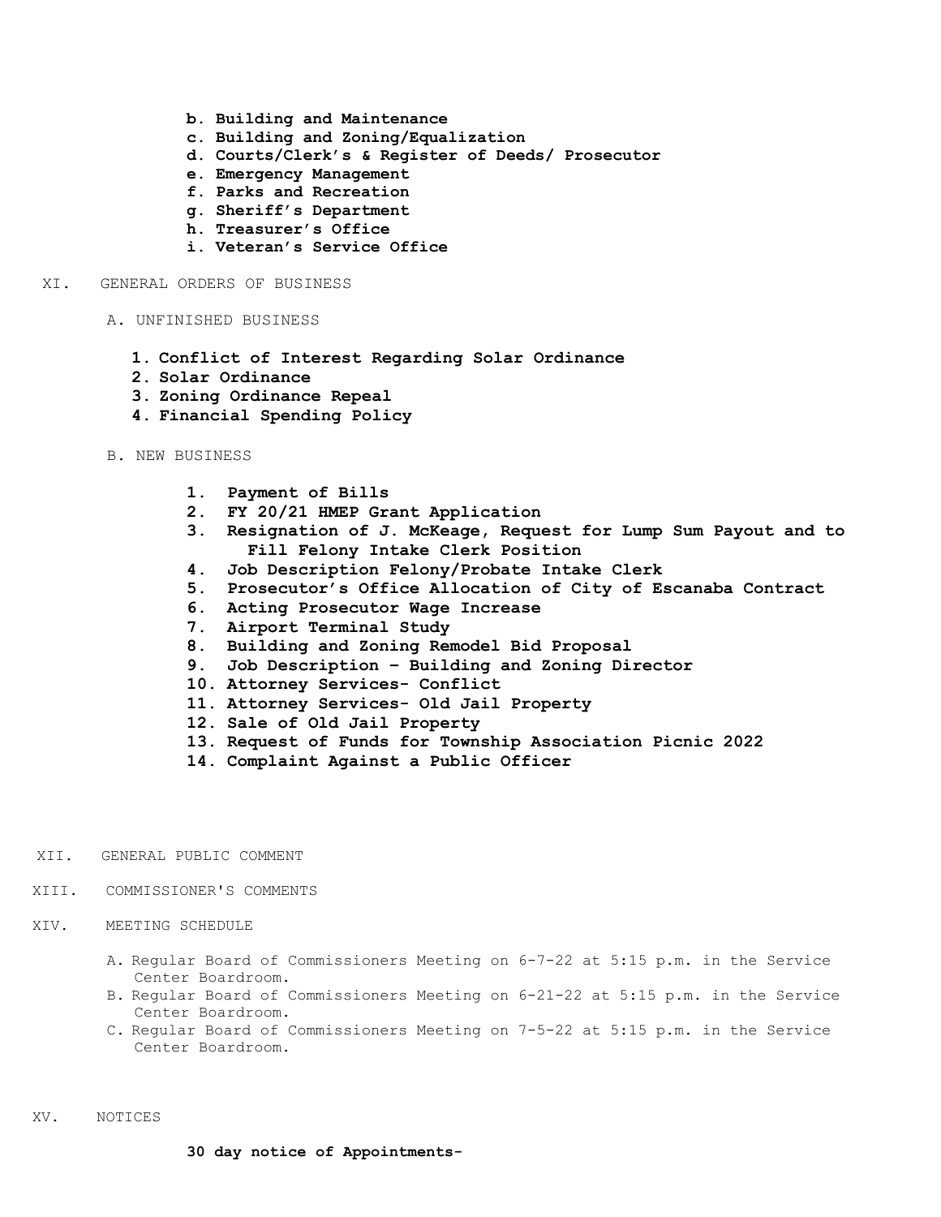- **b. Building and Maintenance**
- **c. Building and Zoning/Equalization**
- **d. Courts/Clerk's & Register of Deeds/ Prosecutor**
- **e. Emergency Management**
- **f. Parks and Recreation**
- **g. Sheriff's Department**
- **h. Treasurer's Office**
- **i. Veteran's Service Office**

XI. GENERAL ORDERS OF BUSINESS

A. UNFINISHED BUSINESS

1. **Conflict of Interest Regarding Solar Ordinance**
2. **Solar Ordinance**
3. **Zoning Ordinance Repeal**
4. **Financial Spending Policy**

B. NEW BUSINESS

1. **Payment of Bills**
2. **FY 20/21 HMEP Grant Application**
3. **Resignation of J. McKeage, Request for Lump Sum Payout and to Fill Felony Intake Clerk Position**
4. **Job Description Felony/Probate Intake Clerk**
5. **Prosecutor's Office Allocation of City of Escanaba Contract**
6. **Acting Prosecutor Wage Increase**
7. **Airport Terminal Study**
8. **Building and Zoning Remodel Bid Proposal**
9. **Job Description – Building and Zoning Director**
10. **Attorney Services- Conflict**
11. **Attorney Services- Old Jail Property**
12. **Sale of Old Jail Property**
13. **Request of Funds for Township Association Picnic 2022**
14. **Complaint Against a Public Officer**

XII. GENERAL PUBLIC COMMENT

XIII. COMMISSIONER'S COMMENTS

XIV. MEETING SCHEDULE

A. Regular Board of Commissioners Meeting on 6-7-22 at 5:15 p.m. in the Service Center Boardroom.

B. Regular Board of Commissioners Meeting on 6-21-22 at 5:15 p.m. in the Service Center Boardroom.

C. Regular Board of Commissioners Meeting on 7-5-22 at 5:15 p.m. in the Service Center Boardroom.

XV. NOTICES

**30 day notice of Appointments-**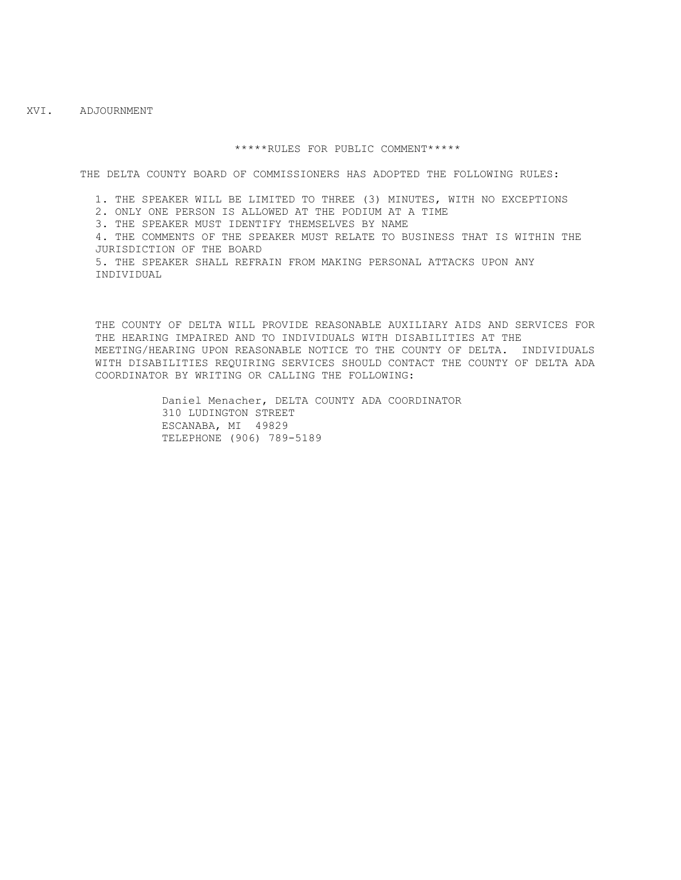XVI. ADJOURNMENT

*****RULES FOR PUBLIC COMMENT*****

THE DELTA COUNTY BOARD OF COMMISSIONERS HAS ADOPTED THE FOLLOWING RULES:

1. THE SPEAKER WILL BE LIMITED TO THREE (3) MINUTES, WITH NO EXCEPTIONS
2. ONLY ONE PERSON IS ALLOWED AT THE PODIUM AT A TIME
3. THE SPEAKER MUST IDENTIFY THEMSELVES BY NAME
4. THE COMMENTS OF THE SPEAKER MUST RELATE TO BUSINESS THAT IS WITHIN THE JURISDICTION OF THE BOARD
5. THE SPEAKER SHALL REFRAIN FROM MAKING PERSONAL ATTACKS UPON ANY INDIVIDUAL

THE COUNTY OF DELTA WILL PROVIDE REASONABLE AUXILIARY AIDS AND SERVICES FOR THE HEARING IMPAIRED AND TO INDIVIDUALS WITH DISABILITIES AT THE MEETING/HEARING UPON REASONABLE NOTICE TO THE COUNTY OF DELTA. INDIVIDUALS WITH DISABILITIES REQUIRING SERVICES SHOULD CONTACT THE COUNTY OF DELTA ADA COORDINATOR BY WRITING OR CALLING THE FOLLOWING:

Daniel Menacher, DELTA COUNTY ADA COORDINATOR
310 LUDINGTON STREET
ESCANABA, MI 49829
TELEPHONE (906) 789-5189